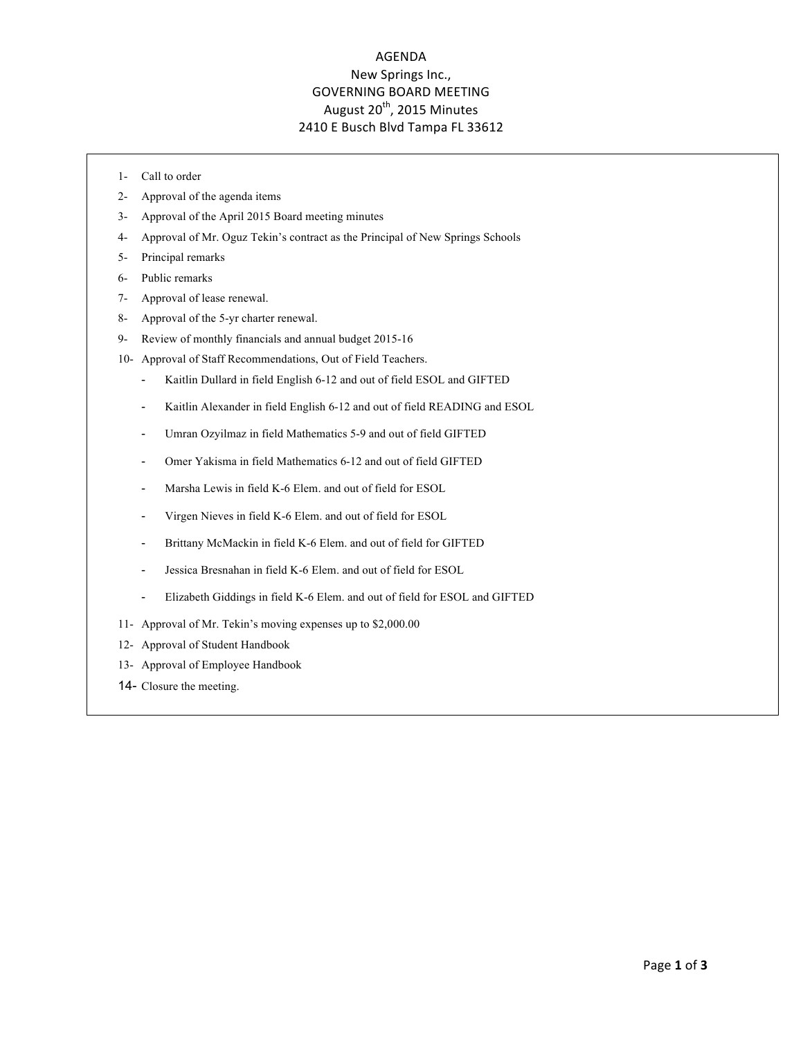# AGENDA

## New Springs Inc.,

## GOVERNING BOARD MEETING

## August 20th, 2015 Minutes

## 2410 E Busch Blvd Tampa FL 33612

1- Call to order

2- Approval of the agenda items

3- Approval of the April 2015 Board meeting minutes

4- Approval of Mr. Oguz Tekin's contract as the Principal of New Springs Schools

5- Principal remarks

6- Public remarks

7- Approval of lease renewal.

8- Approval of the 5-yr charter renewal.

9- Review of monthly financials and annual budget 2015-16

10- Approval of Staff Recommendations, Out of Field Teachers.

- Kaitlin Dullard in field English 6-12 and out of field ESOL and GIFTED
- Kaitlin Alexander in field English 6-12 and out of field READING and ESOL
- Umran Ozyilmaz in field Mathematics 5-9 and out of field GIFTED
- Omer Yakisma in field Mathematics 6-12 and out of field GIFTED
- Marsha Lewis in field K-6 Elem. and out of field for ESOL
- Virgen Nieves in field K-6 Elem. and out of field for ESOL
- Brittany McMackin in field K-6 Elem. and out of field for GIFTED
- Jessica Bresnahan in field K-6 Elem. and out of field for ESOL
- Elizabeth Giddings in field K-6 Elem. and out of field for ESOL and GIFTED

11- Approval of Mr. Tekin's moving expenses up to $2,000.00

12- Approval of Student Handbook

13- Approval of Employee Handbook

14- Closure the meeting.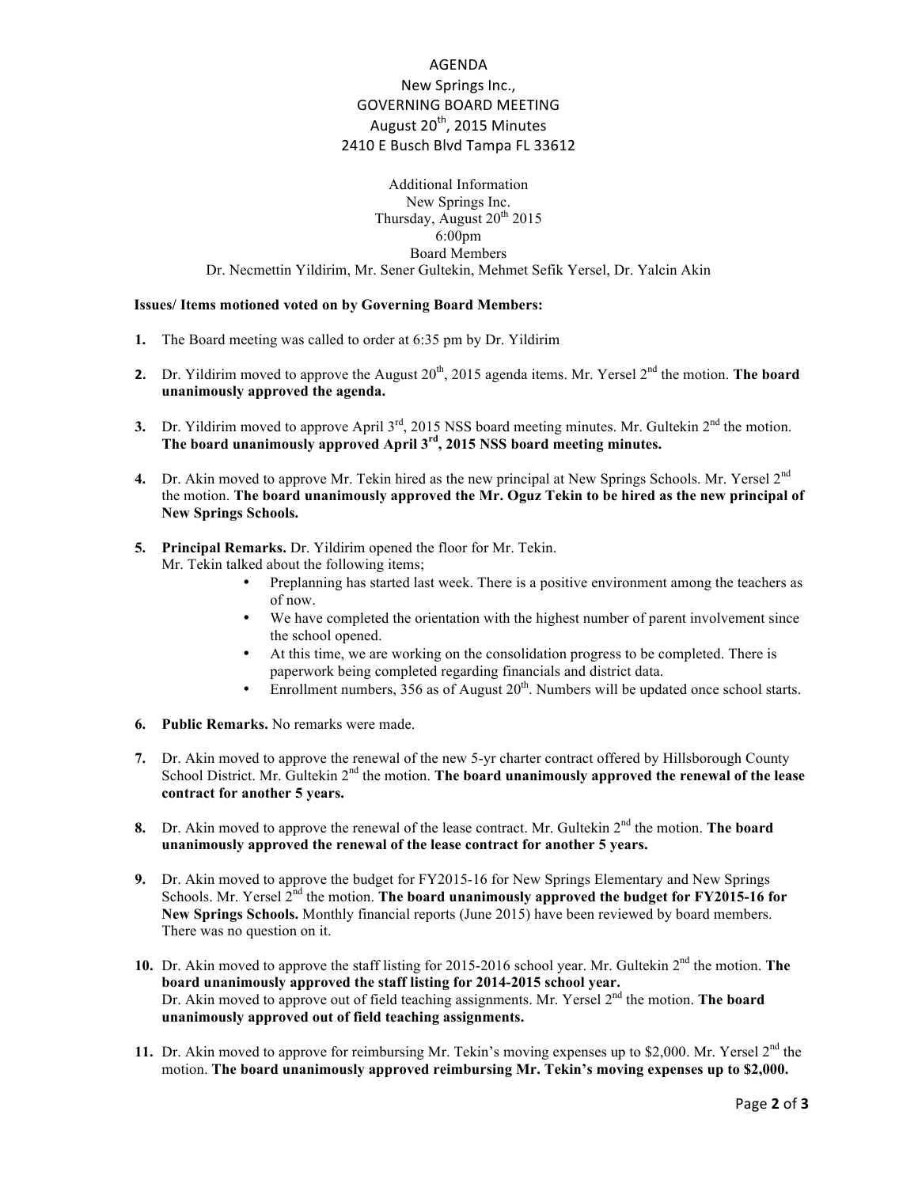# AGENDA
## New Springs Inc.,
## GOVERNING BOARD MEETING
## August 20th, 2015 Minutes
## 2410 E Busch Blvd Tampa FL 33612

Additional Information
New Springs Inc.
Thursday, August 20th 2015
6:00pm
Board Members
Dr. Necmettin Yildirim, Mr. Sener Gultekin, Mehmet Sefik Yersel, Dr. Yalcin Akin

**Issues/ Items motioned voted on by Governing Board Members:**

1. The Board meeting was called to order at 6:35 pm by Dr. Yildirim

2. Dr. Yildirim moved to approve the August 20th, 2015 agenda items. Mr. Yersel 2nd the motion. **The board unanimously approved the agenda.**

3. Dr. Yildirim moved to approve April 3rd, 2015 NSS board meeting minutes. Mr. Gultekin 2nd the motion. **The board unanimously approved April 3rd, 2015 NSS board meeting minutes.**

4. Dr. Akin moved to approve Mr. Tekin hired as the new principal at New Springs Schools. Mr. Yersel 2nd the motion. **The board unanimously approved the Mr. Oguz Tekin to be hired as the new principal of New Springs Schools.**

5. **Principal Remarks.** Dr. Yildirim opened the floor for Mr. Tekin.
   Mr. Tekin talked about the following items;
   - Preplanning has started last week. There is a positive environment among the teachers as of now.
   - We have completed the orientation with the highest number of parent involvement since the school opened.
   - At this time, we are working on the consolidation progress to be completed. There is paperwork being completed regarding financials and district data.
   - Enrollment numbers, 356 as of August 20th. Numbers will be updated once school starts.

6. **Public Remarks.** No remarks were made.

7. Dr. Akin moved to approve the renewal of the new 5-yr charter contract offered by Hillsborough County School District. Mr. Gultekin 2nd the motion. **The board unanimously approved the renewal of the lease contract for another 5 years.**

8. Dr. Akin moved to approve the renewal of the lease contract. Mr. Gultekin 2nd the motion. **The board unanimously approved the renewal of the lease contract for another 5 years.**

9. Dr. Akin moved to approve the budget for FY2015-16 for New Springs Elementary and New Springs Schools. Mr. Yersel 2nd the motion. **The board unanimously approved the budget for FY2015-16 for New Springs Schools.** Monthly financial reports (June 2015) have been reviewed by board members. There was no question on it.

10. Dr. Akin moved to approve the staff listing for 2015-2016 school year. Mr. Gultekin 2nd the motion. **The board unanimously approved the staff listing for 2014-2015 school year.**
    Dr. Akin moved to approve out of field teaching assignments. Mr. Yersel 2nd the motion. **The board unanimously approved out of field teaching assignments.**

11. Dr. Akin moved to approve for reimbursing Mr. Tekin's moving expenses up to $2,000. Mr. Yersel 2nd the motion. **The board unanimously approved reimbursing Mr. Tekin's moving expenses up to $2,000.**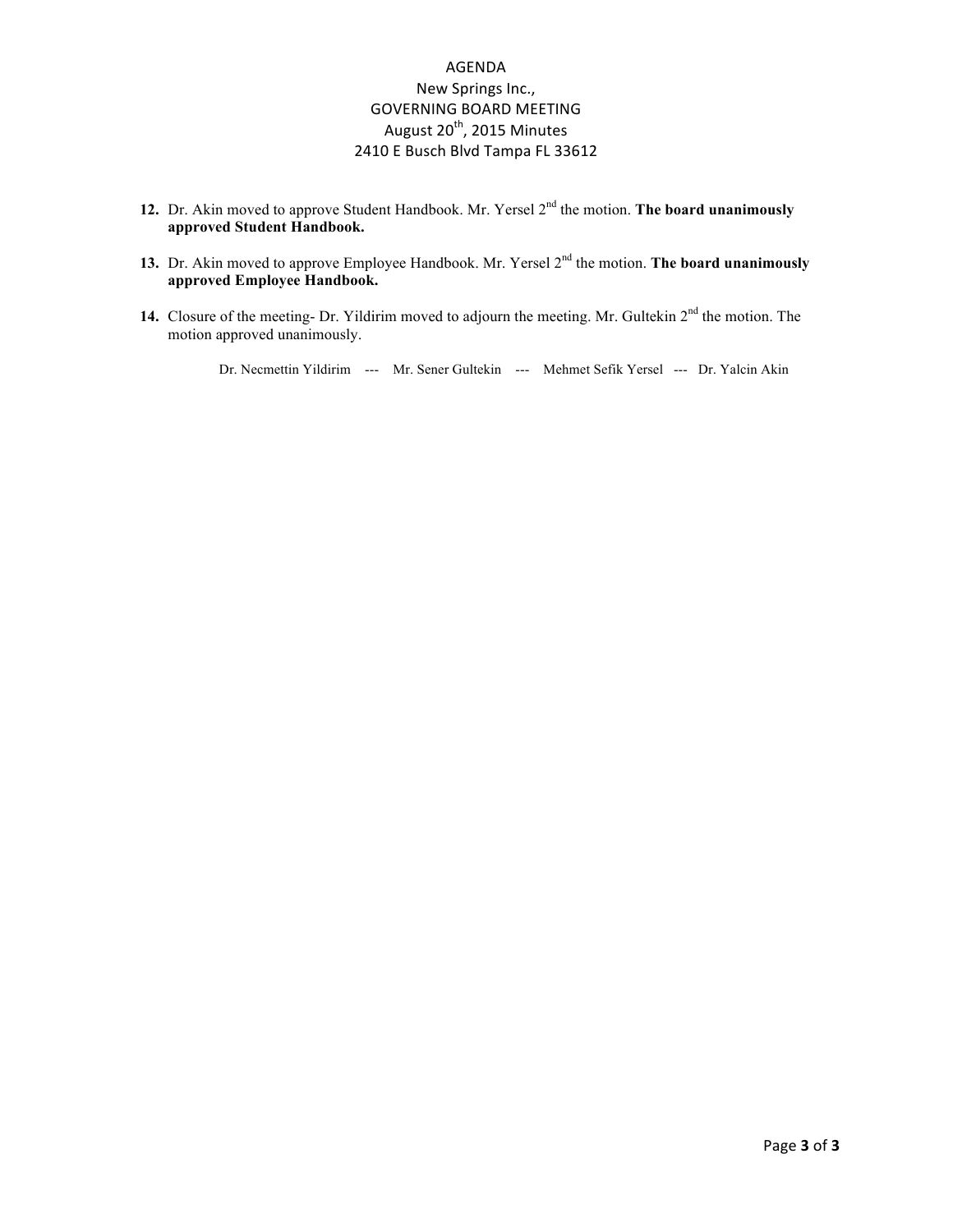AGENDA
New Springs Inc.,
GOVERNING BOARD MEETING
August 20th, 2015 Minutes
2410 E Busch Blvd Tampa FL 33612

12. Dr. Akin moved to approve Student Handbook. Mr. Yersel 2nd the motion. **The board unanimously approved Student Handbook.**

13. Dr. Akin moved to approve Employee Handbook. Mr. Yersel 2nd the motion. **The board unanimously approved Employee Handbook.**

14. Closure of the meeting- Dr. Yildirim moved to adjourn the meeting. Mr. Gultekin 2nd the motion. The motion approved unanimously.

Dr. Necmettin Yildirim --- Mr. Sener Gultekin --- Mehmet Sefik Yersel --- Dr. Yalcin Akin